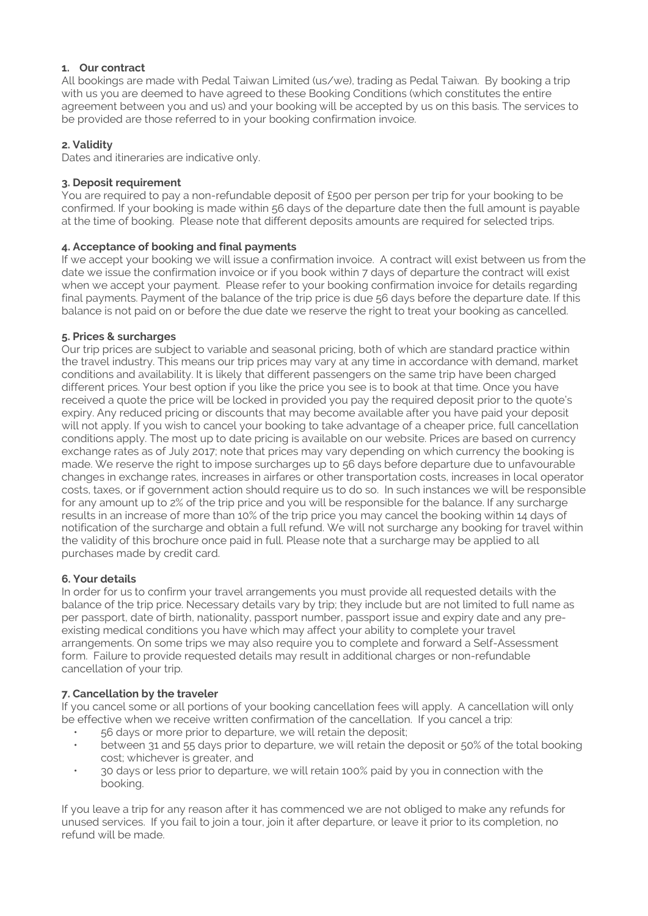## 1. Our contract

All bookings are made with Pedal Taiwan Limited (us/we), trading as Pedal Taiwan. By booking a trip with us you are deemed to have agreed to these Booking Conditions (which constitutes the entire agreement between you and us) and your booking will be accepted by us on this basis. The services to be provided are those referred to in your booking confirmation invoice.

## 2. Validity

Dates and itineraries are indicative only.

## 3. Deposit requirement

You are required to pay a non-refundable deposit of £500 per person per trip for your booking to be confirmed. If your booking is made within 56 days of the departure date then the full amount is payable at the time of booking. Please note that different deposits amounts are required for selected trips.

## 4. Acceptance of booking and final payments

If we accept your booking we will issue a confirmation invoice. A contract will exist between us from the date we issue the confirmation invoice or if you book within 7 days of departure the contract will exist when we accept your payment. Please refer to your booking confirmation invoice for details regarding final payments. Payment of the balance of the trip price is due 56 days before the departure date. If this balance is not paid on or before the due date we reserve the right to treat your booking as cancelled.

## 5. Prices & surcharges

Our trip prices are subject to variable and seasonal pricing, both of which are standard practice within the travel industry. This means our trip prices may vary at any time in accordance with demand, market conditions and availability. It is likely that different passengers on the same trip have been charged different prices. Your best option if you like the price you see is to book at that time. Once you have received a quote the price will be locked in provided you pay the required deposit prior to the quote's expiry. Any reduced pricing or discounts that may become available after you have paid your deposit will not apply. If you wish to cancel your booking to take advantage of a cheaper price, full cancellation conditions apply. The most up to date pricing is available on our website. Prices are based on currency exchange rates as of July 2017; note that prices may vary depending on which currency the booking is made. We reserve the right to impose surcharges up to 56 days before departure due to unfavourable changes in exchange rates, increases in airfares or other transportation costs, increases in local operator costs, taxes, or if government action should require us to do so. In such instances we will be responsible for any amount up to 2% of the trip price and you will be responsible for the balance. If any surcharge results in an increase of more than 10% of the trip price you may cancel the booking within 14 days of notification of the surcharge and obtain a full refund. We will not surcharge any booking for travel within the validity of this brochure once paid in full. Please note that a surcharge may be applied to all purchases made by credit card.

## 6. Your details

In order for us to confirm your travel arrangements you must provide all requested details with the balance of the trip price. Necessary details vary by trip; they include but are not limited to full name as per passport, date of birth, nationality, passport number, passport issue and expiry date and any pre-existing medical conditions you have which may affect your ability to complete your travel arrangements. On some trips we may also require you to complete and forward a Self-Assessment form. Failure to provide requested details may result in additional charges or non-refundable cancellation of your trip.

## 7. Cancellation by the traveler

If you cancel some or all portions of your booking cancellation fees will apply. A cancellation will only be effective when we receive written confirmation of the cancellation. If you cancel a trip:

- 56 days or more prior to departure, we will retain the deposit;
- between 31 and 55 days prior to departure, we will retain the deposit or 50% of the total booking cost; whichever is greater, and
- 30 days or less prior to departure, we will retain 100% paid by you in connection with the booking.

If you leave a trip for any reason after it has commenced we are not obliged to make any refunds for unused services. If you fail to join a tour, join it after departure, or leave it prior to its completion, no refund will be made.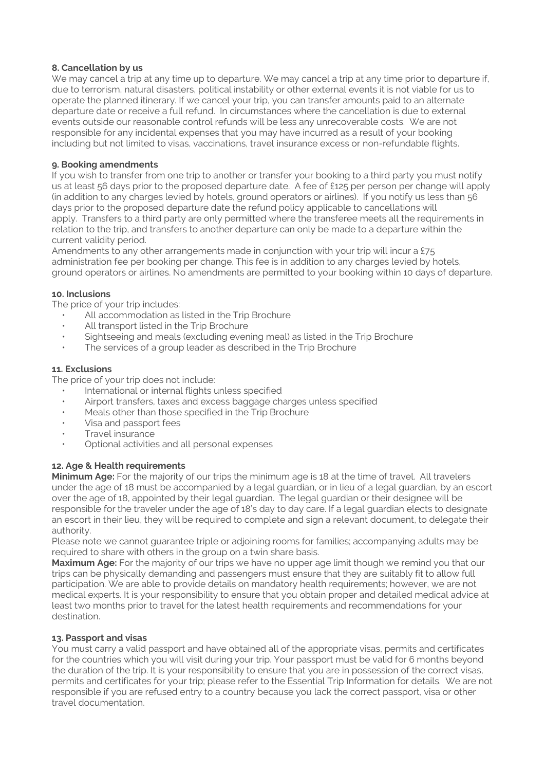### 8. Cancellation by us

We may cancel a trip at any time up to departure. We may cancel a trip at any time prior to departure if, due to terrorism, natural disasters, political instability or other external events it is not viable for us to operate the planned itinerary. If we cancel your trip, you can transfer amounts paid to an alternate departure date or receive a full refund. In circumstances where the cancellation is due to external events outside our reasonable control refunds will be less any unrecoverable costs. We are not responsible for any incidental expenses that you may have incurred as a result of your booking including but not limited to visas, vaccinations, travel insurance excess or non-refundable flights.

### 9. Booking amendments

If you wish to transfer from one trip to another or transfer your booking to a third party you must notify us at least 56 days prior to the proposed departure date. A fee of £125 per person per change will apply (in addition to any charges levied by hotels, ground operators or airlines). If you notify us less than 56 days prior to the proposed departure date the refund policy applicable to cancellations will apply. Transfers to a third party are only permitted where the transferee meets all the requirements in relation to the trip, and transfers to another departure can only be made to a departure within the current validity period.

Amendments to any other arrangements made in conjunction with your trip will incur a £75 administration fee per booking per change. This fee is in addition to any charges levied by hotels, ground operators or airlines. No amendments are permitted to your booking within 10 days of departure.

### 10. Inclusions

The price of your trip includes:

- All accommodation as listed in the Trip Brochure
- All transport listed in the Trip Brochure
- Sightseeing and meals (excluding evening meal) as listed in the Trip Brochure
- The services of a group leader as described in the Trip Brochure

### 11. Exclusions

The price of your trip does not include:

- International or internal flights unless specified
- Airport transfers, taxes and excess baggage charges unless specified
- Meals other than those specified in the Trip Brochure
- Visa and passport fees
- Travel insurance
- Optional activities and all personal expenses

### 12. Age & Health requirements

**Minimum Age:** For the majority of our trips the minimum age is 18 at the time of travel. All travelers under the age of 18 must be accompanied by a legal guardian, or in lieu of a legal guardian, by an escort over the age of 18, appointed by their legal guardian. The legal guardian or their designee will be responsible for the traveler under the age of 18's day to day care. If a legal guardian elects to designate an escort in their lieu, they will be required to complete and sign a relevant document, to delegate their authority.

Please note we cannot guarantee triple or adjoining rooms for families; accompanying adults may be required to share with others in the group on a twin share basis.

**Maximum Age:** For the majority of our trips we have no upper age limit though we remind you that our trips can be physically demanding and passengers must ensure that they are suitably fit to allow full participation. We are able to provide details on mandatory health requirements; however, we are not medical experts. It is your responsibility to ensure that you obtain proper and detailed medical advice at least two months prior to travel for the latest health requirements and recommendations for your destination.

### 13. Passport and visas

You must carry a valid passport and have obtained all of the appropriate visas, permits and certificates for the countries which you will visit during your trip. Your passport must be valid for 6 months beyond the duration of the trip. It is your responsibility to ensure that you are in possession of the correct visas, permits and certificates for your trip; please refer to the Essential Trip Information for details. We are not responsible if you are refused entry to a country because you lack the correct passport, visa or other travel documentation.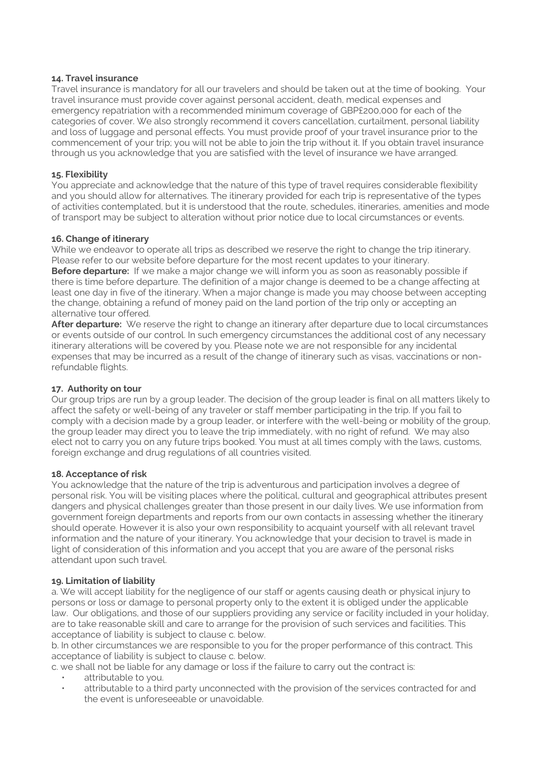### 14. Travel insurance

Travel insurance is mandatory for all our travelers and should be taken out at the time of booking. Your travel insurance must provide cover against personal accident, death, medical expenses and emergency repatriation with a recommended minimum coverage of GBP£200,000 for each of the categories of cover. We also strongly recommend it covers cancellation, curtailment, personal liability and loss of luggage and personal effects. You must provide proof of your travel insurance prior to the commencement of your trip; you will not be able to join the trip without it. If you obtain travel insurance through us you acknowledge that you are satisfied with the level of insurance we have arranged.

### 15. Flexibility

You appreciate and acknowledge that the nature of this type of travel requires considerable flexibility and you should allow for alternatives. The itinerary provided for each trip is representative of the types of activities contemplated, but it is understood that the route, schedules, itineraries, amenities and mode of transport may be subject to alteration without prior notice due to local circumstances or events.

### 16. Change of itinerary

While we endeavor to operate all trips as described we reserve the right to change the trip itinerary. Please refer to our website before departure for the most recent updates to your itinerary.

**Before departure:** If we make a major change we will inform you as soon as reasonably possible if there is time before departure. The definition of a major change is deemed to be a change affecting at least one day in five of the itinerary. When a major change is made you may choose between accepting the change, obtaining a refund of money paid on the land portion of the trip only or accepting an alternative tour offered.

**After departure:** We reserve the right to change an itinerary after departure due to local circumstances or events outside of our control. In such emergency circumstances the additional cost of any necessary itinerary alterations will be covered by you. Please note we are not responsible for any incidental expenses that may be incurred as a result of the change of itinerary such as visas, vaccinations or non-refundable flights.

### 17. Authority on tour

Our group trips are run by a group leader. The decision of the group leader is final on all matters likely to affect the safety or well-being of any traveler or staff member participating in the trip. If you fail to comply with a decision made by a group leader, or interfere with the well-being or mobility of the group, the group leader may direct you to leave the trip immediately, with no right of refund. We may also elect not to carry you on any future trips booked. You must at all times comply with the laws, customs, foreign exchange and drug regulations of all countries visited.

### 18. Acceptance of risk

You acknowledge that the nature of the trip is adventurous and participation involves a degree of personal risk. You will be visiting places where the political, cultural and geographical attributes present dangers and physical challenges greater than those present in our daily lives. We use information from government foreign departments and reports from our own contacts in assessing whether the itinerary should operate. However it is also your own responsibility to acquaint yourself with all relevant travel information and the nature of your itinerary. You acknowledge that your decision to travel is made in light of consideration of this information and you accept that you are aware of the personal risks attendant upon such travel.

### 19. Limitation of liability

a. We will accept liability for the negligence of our staff or agents causing death or physical injury to persons or loss or damage to personal property only to the extent it is obliged under the applicable law. Our obligations, and those of our suppliers providing any service or facility included in your holiday, are to take reasonable skill and care to arrange for the provision of such services and facilities. This acceptance of liability is subject to clause c. below.

b. In other circumstances we are responsible to you for the proper performance of this contract. This acceptance of liability is subject to clause c. below.

c. we shall not be liable for any damage or loss if the failure to carry out the contract is:

- attributable to you.
- attributable to a third party unconnected with the provision of the services contracted for and the event is unforeseeable or unavoidable.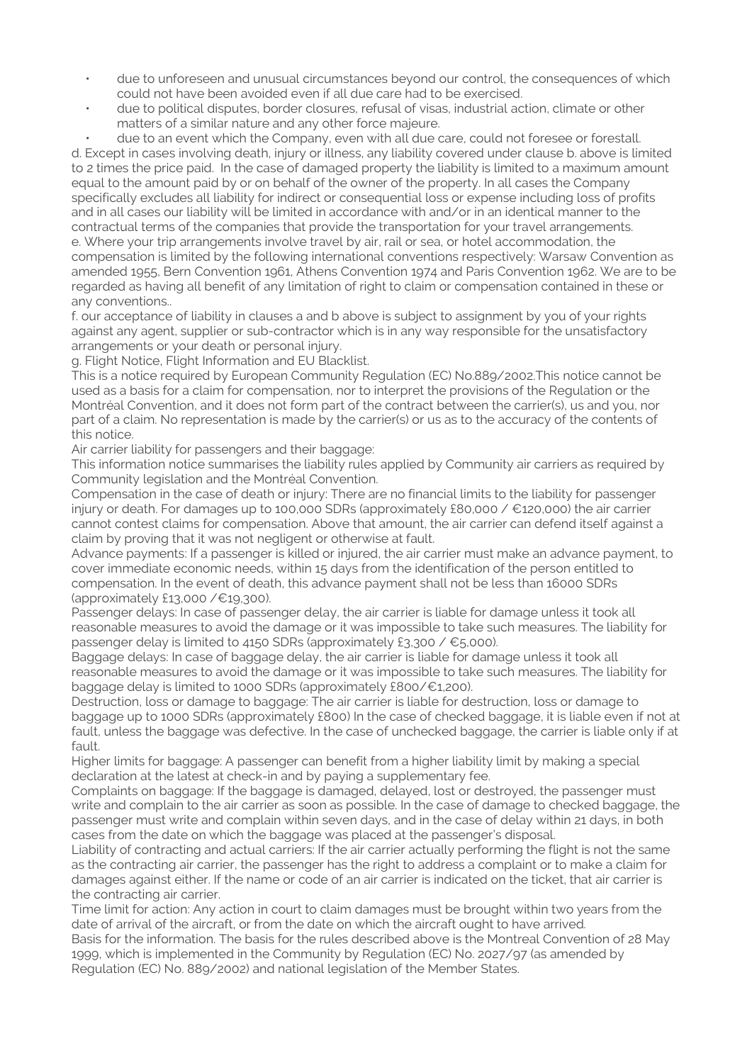- due to unforeseen and unusual circumstances beyond our control, the consequences of which could not have been avoided even if all due care had to be exercised.
- due to political disputes, border closures, refusal of visas, industrial action, climate or other matters of a similar nature and any other force majeure.
- due to an event which the Company, even with all due care, could not foresee or forestall.

d. Except in cases involving death, injury or illness, any liability covered under clause b. above is limited to 2 times the price paid. In the case of damaged property the liability is limited to a maximum amount equal to the amount paid by or on behalf of the owner of the property. In all cases the Company specifically excludes all liability for indirect or consequential loss or expense including loss of profits and in all cases our liability will be limited in accordance with and/or in an identical manner to the contractual terms of the companies that provide the transportation for your travel arrangements.

e. Where your trip arrangements involve travel by air, rail or sea, or hotel accommodation, the compensation is limited by the following international conventions respectively: Warsaw Convention as amended 1955, Bern Convention 1961, Athens Convention 1974 and Paris Convention 1962. We are to be regarded as having all benefit of any limitation of right to claim or compensation contained in these or any conventions..

f. our acceptance of liability in clauses a and b above is subject to assignment by you of your rights against any agent, supplier or sub-contractor which is in any way responsible for the unsatisfactory arrangements or your death or personal injury.

g. Flight Notice, Flight Information and EU Blacklist.

This is a notice required by European Community Regulation (EC) No.889/2002.This notice cannot be used as a basis for a claim for compensation, nor to interpret the provisions of the Regulation or the Montréal Convention, and it does not form part of the contract between the carrier(s), us and you, nor part of a claim. No representation is made by the carrier(s) or us as to the accuracy of the contents of this notice.

Air carrier liability for passengers and their baggage:

This information notice summarises the liability rules applied by Community air carriers as required by Community legislation and the Montréal Convention.

Compensation in the case of death or injury: There are no financial limits to the liability for passenger injury or death. For damages up to 100,000 SDRs (approximately £80,000 / €120,000) the air carrier cannot contest claims for compensation. Above that amount, the air carrier can defend itself against a claim by proving that it was not negligent or otherwise at fault.

Advance payments: If a passenger is killed or injured, the air carrier must make an advance payment, to cover immediate economic needs, within 15 days from the identification of the person entitled to compensation. In the event of death, this advance payment shall not be less than 16000 SDRs (approximately £13,000 /€19,300).

Passenger delays: In case of passenger delay, the air carrier is liable for damage unless it took all reasonable measures to avoid the damage or it was impossible to take such measures. The liability for passenger delay is limited to 4150 SDRs (approximately £3,300 / €5,000).

Baggage delays: In case of baggage delay, the air carrier is liable for damage unless it took all reasonable measures to avoid the damage or it was impossible to take such measures. The liability for baggage delay is limited to 1000 SDRs (approximately £800/€1,200).

Destruction, loss or damage to baggage: The air carrier is liable for destruction, loss or damage to baggage up to 1000 SDRs (approximately £800) In the case of checked baggage, it is liable even if not at fault, unless the baggage was defective. In the case of unchecked baggage, the carrier is liable only if at fault.

Higher limits for baggage: A passenger can benefit from a higher liability limit by making a special declaration at the latest at check-in and by paying a supplementary fee.

Complaints on baggage: If the baggage is damaged, delayed, lost or destroyed, the passenger must write and complain to the air carrier as soon as possible. In the case of damage to checked baggage, the passenger must write and complain within seven days, and in the case of delay within 21 days, in both cases from the date on which the baggage was placed at the passenger's disposal.

Liability of contracting and actual carriers: If the air carrier actually performing the flight is not the same as the contracting air carrier, the passenger has the right to address a complaint or to make a claim for damages against either. If the name or code of an air carrier is indicated on the ticket, that air carrier is the contracting air carrier.

Time limit for action: Any action in court to claim damages must be brought within two years from the date of arrival of the aircraft, or from the date on which the aircraft ought to have arrived.

Basis for the information. The basis for the rules described above is the Montreal Convention of 28 May 1999, which is implemented in the Community by Regulation (EC) No. 2027/97 (as amended by Regulation (EC) No. 889/2002) and national legislation of the Member States.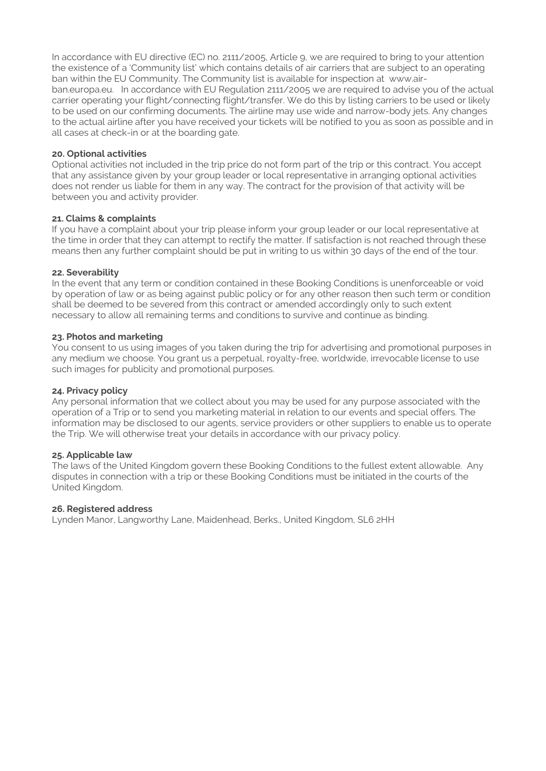In accordance with EU directive (EC) no. 2111/2005, Article 9, we are required to bring to your attention the existence of a 'Community list' which contains details of air carriers that are subject to an operating ban within the EU Community. The Community list is available for inspection at www.air-ban.europa.eu. In accordance with EU Regulation 2111/2005 we are required to advise you of the actual carrier operating your flight/connecting flight/transfer. We do this by listing carriers to be used or likely to be used on our confirming documents. The airline may use wide and narrow-body jets. Any changes to the actual airline after you have received your tickets will be notified to you as soon as possible and in all cases at check-in or at the boarding gate.

**20. Optional activities**
Optional activities not included in the trip price do not form part of the trip or this contract. You accept that any assistance given by your group leader or local representative in arranging optional activities does not render us liable for them in any way. The contract for the provision of that activity will be between you and activity provider.

**21. Claims & complaints**
If you have a complaint about your trip please inform your group leader or our local representative at the time in order that they can attempt to rectify the matter. If satisfaction is not reached through these means then any further complaint should be put in writing to us within 30 days of the end of the tour.

**22. Severability**
In the event that any term or condition contained in these Booking Conditions is unenforceable or void by operation of law or as being against public policy or for any other reason then such term or condition shall be deemed to be severed from this contract or amended accordingly only to such extent necessary to allow all remaining terms and conditions to survive and continue as binding.

**23. Photos and marketing**
You consent to us using images of you taken during the trip for advertising and promotional purposes in any medium we choose. You grant us a perpetual, royalty-free, worldwide, irrevocable license to use such images for publicity and promotional purposes.

**24. Privacy policy**
Any personal information that we collect about you may be used for any purpose associated with the operation of a Trip or to send you marketing material in relation to our events and special offers. The information may be disclosed to our agents, service providers or other suppliers to enable us to operate the Trip. We will otherwise treat your details in accordance with our privacy policy.

**25. Applicable law**
The laws of the United Kingdom govern these Booking Conditions to the fullest extent allowable. Any disputes in connection with a trip or these Booking Conditions must be initiated in the courts of the United Kingdom.

**26. Registered address**
Lynden Manor, Langworthy Lane, Maidenhead, Berks., United Kingdom, SL6 2HH